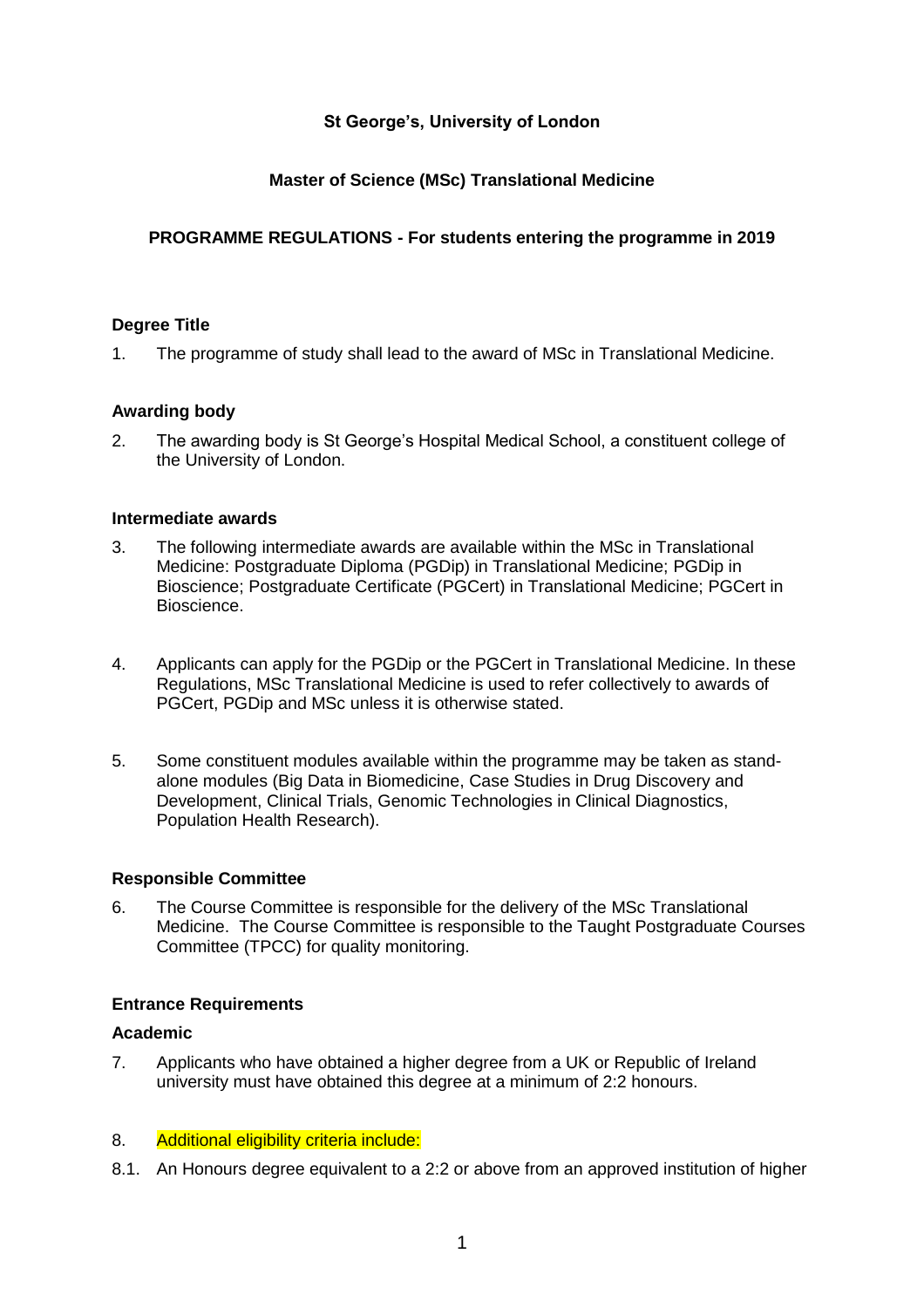**St George's, University of London**

**Master of Science (MSc) Translational Medicine**

**PROGRAMME REGULATIONS - For students entering the programme in 2019**

### Degree Title

1. The programme of study shall lead to the award of MSc in Translational Medicine.

### Awarding body

2. The awarding body is St George's Hospital Medical School, a constituent college of the University of London.

### Intermediate awards

3. The following intermediate awards are available within the MSc in Translational Medicine: Postgraduate Diploma (PGDip) in Translational Medicine; PGDip in Bioscience; Postgraduate Certificate (PGCert) in Translational Medicine; PGCert in Bioscience.

4. Applicants can apply for the PGDip or the PGCert in Translational Medicine. In these Regulations, MSc Translational Medicine is used to refer collectively to awards of PGCert, PGDip and MSc unless it is otherwise stated.

5. Some constituent modules available within the programme may be taken as stand-alone modules (Big Data in Biomedicine, Case Studies in Drug Discovery and Development, Clinical Trials, Genomic Technologies in Clinical Diagnostics, Population Health Research).

### Responsible Committee

6. The Course Committee is responsible for the delivery of the MSc Translational Medicine. The Course Committee is responsible to the Taught Postgraduate Courses Committee (TPCC) for quality monitoring.

### Entrance Requirements

#### Academic

7. Applicants who have obtained a higher degree from a UK or Republic of Ireland university must have obtained this degree at a minimum of 2:2 honours.

8. Additional eligibility criteria include:

8.1. An Honours degree equivalent to a 2:2 or above from an approved institution of higher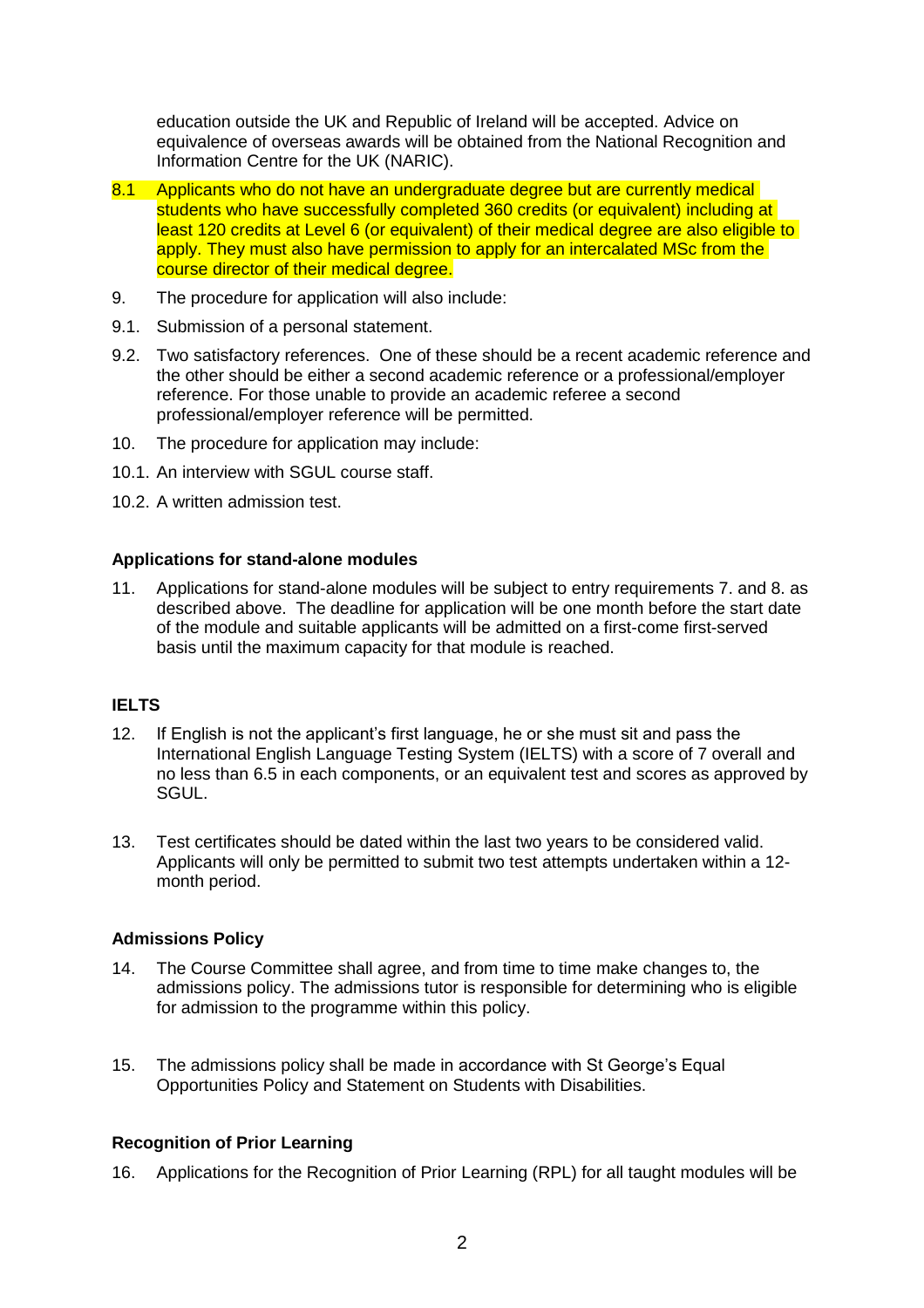education outside the UK and Republic of Ireland will be accepted. Advice on equivalence of overseas awards will be obtained from the National Recognition and Information Centre for the UK (NARIC).

8.1 Applicants who do not have an undergraduate degree but are currently medical students who have successfully completed 360 credits (or equivalent) including at least 120 credits at Level 6 (or equivalent) of their medical degree are also eligible to apply. They must also have permission to apply for an intercalated MSc from the course director of their medical degree.

9. The procedure for application will also include:

9.1. Submission of a personal statement.

9.2. Two satisfactory references. One of these should be a recent academic reference and the other should be either a second academic reference or a professional/employer reference. For those unable to provide an academic referee a second professional/employer reference will be permitted.

10. The procedure for application may include:

10.1. An interview with SGUL course staff.

10.2. A written admission test.

**Applications for stand-alone modules**

11. Applications for stand-alone modules will be subject to entry requirements 7. and 8. as described above. The deadline for application will be one month before the start date of the module and suitable applicants will be admitted on a first-come first-served basis until the maximum capacity for that module is reached.

**IELTS**

12. If English is not the applicant's first language, he or she must sit and pass the International English Language Testing System (IELTS) with a score of 7 overall and no less than 6.5 in each components, or an equivalent test and scores as approved by SGUL.

13. Test certificates should be dated within the last two years to be considered valid. Applicants will only be permitted to submit two test attempts undertaken within a 12-month period.

**Admissions Policy**

14. The Course Committee shall agree, and from time to time make changes to, the admissions policy. The admissions tutor is responsible for determining who is eligible for admission to the programme within this policy.

15. The admissions policy shall be made in accordance with St George's Equal Opportunities Policy and Statement on Students with Disabilities.

**Recognition of Prior Learning**

16. Applications for the Recognition of Prior Learning (RPL) for all taught modules will be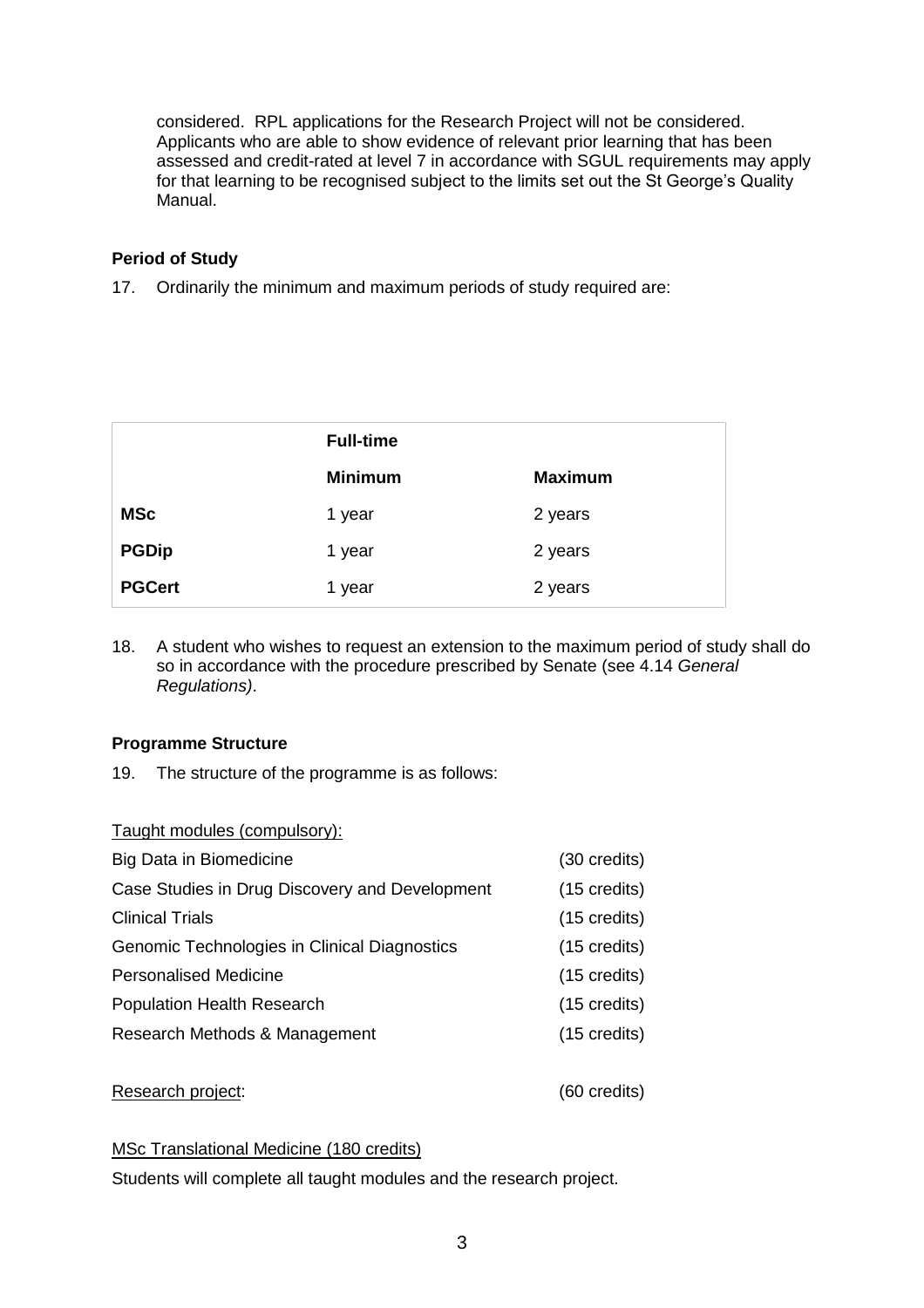considered. RPL applications for the Research Project will not be considered. Applicants who are able to show evidence of relevant prior learning that has been assessed and credit-rated at level 7 in accordance with SGUL requirements may apply for that learning to be recognised subject to the limits set out the St George's Quality Manual.

### Period of Study

17. Ordinarily the minimum and maximum periods of study required are:

| | Full-time | |
|---|---|---|
| | **Minimum** | **Maximum** |
| **MSc** | 1 year | 2 years |
| **PGDip** | 1 year | 2 years |
| **PGCert** | 1 year | 2 years |

18. A student who wishes to request an extension to the maximum period of study shall do so in accordance with the procedure prescribed by Senate (see 4.14 *General Regulations)*.

### Programme Structure

19. The structure of the programme is as follows:

Taught modules (compulsory):

| | |
|---|---|
| Big Data in Biomedicine | (30 credits) |
| Case Studies in Drug Discovery and Development | (15 credits) |
| Clinical Trials | (15 credits) |
| Genomic Technologies in Clinical Diagnostics | (15 credits) |
| Personalised Medicine | (15 credits) |
| Population Health Research | (15 credits) |
| Research Methods & Management | (15 credits) |

Research project: (60 credits)

MSc Translational Medicine (180 credits)

Students will complete all taught modules and the research project.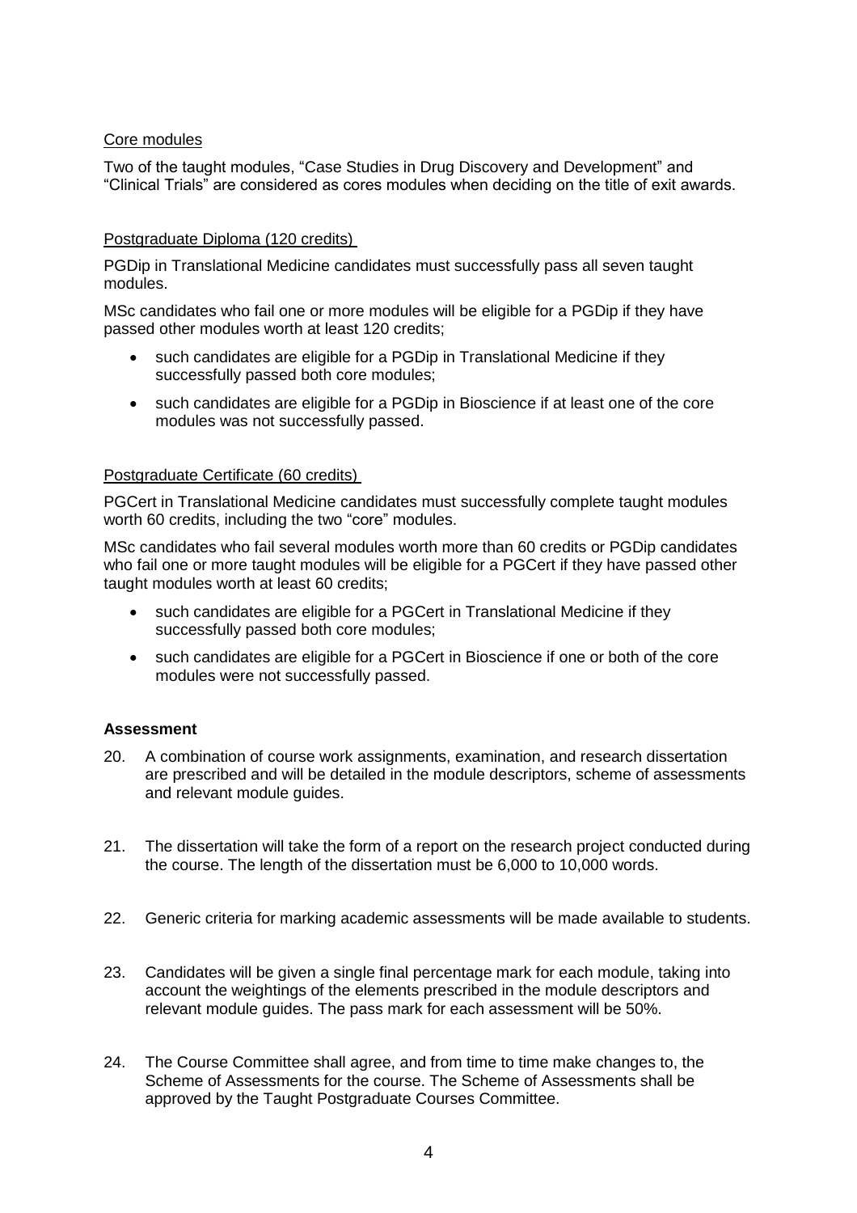### Core modules

Two of the taught modules, "Case Studies in Drug Discovery and Development" and "Clinical Trials" are considered as cores modules when deciding on the title of exit awards.

### Postgraduate Diploma (120 credits)

PGDip in Translational Medicine candidates must successfully pass all seven taught modules.

MSc candidates who fail one or more modules will be eligible for a PGDip if they have passed other modules worth at least 120 credits;

- such candidates are eligible for a PGDip in Translational Medicine if they successfully passed both core modules;
- such candidates are eligible for a PGDip in Bioscience if at least one of the core modules was not successfully passed.

### Postgraduate Certificate (60 credits)

PGCert in Translational Medicine candidates must successfully complete taught modules worth 60 credits, including the two "core" modules.

MSc candidates who fail several modules worth more than 60 credits or PGDip candidates who fail one or more taught modules will be eligible for a PGCert if they have passed other taught modules worth at least 60 credits;

- such candidates are eligible for a PGCert in Translational Medicine if they successfully passed both core modules;
- such candidates are eligible for a PGCert in Bioscience if one or both of the core modules were not successfully passed.

## Assessment

20. A combination of course work assignments, examination, and research dissertation are prescribed and will be detailed in the module descriptors, scheme of assessments and relevant module guides.

21. The dissertation will take the form of a report on the research project conducted during the course. The length of the dissertation must be 6,000 to 10,000 words.

22. Generic criteria for marking academic assessments will be made available to students.

23. Candidates will be given a single final percentage mark for each module, taking into account the weightings of the elements prescribed in the module descriptors and relevant module guides. The pass mark for each assessment will be 50%.

24. The Course Committee shall agree, and from time to time make changes to, the Scheme of Assessments for the course. The Scheme of Assessments shall be approved by the Taught Postgraduate Courses Committee.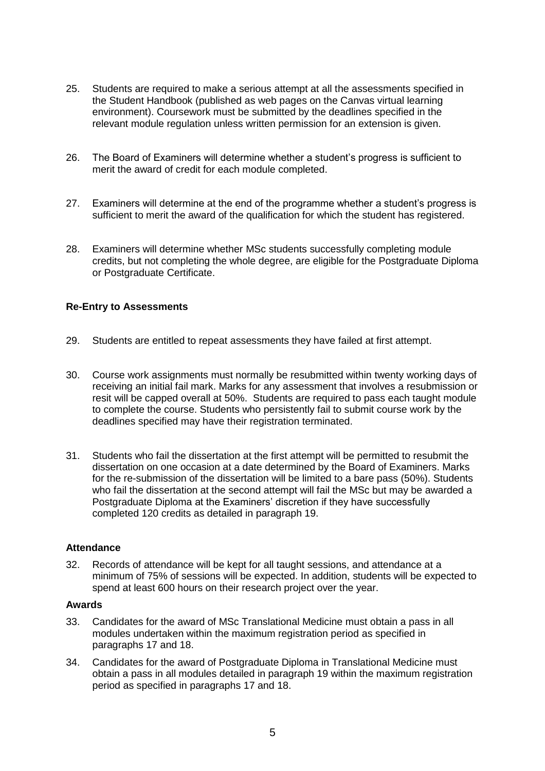25. Students are required to make a serious attempt at all the assessments specified in the Student Handbook (published as web pages on the Canvas virtual learning environment). Coursework must be submitted by the deadlines specified in the relevant module regulation unless written permission for an extension is given.

26. The Board of Examiners will determine whether a student's progress is sufficient to merit the award of credit for each module completed.

27. Examiners will determine at the end of the programme whether a student's progress is sufficient to merit the award of the qualification for which the student has registered.

28. Examiners will determine whether MSc students successfully completing module credits, but not completing the whole degree, are eligible for the Postgraduate Diploma or Postgraduate Certificate.

**Re-Entry to Assessments**

29. Students are entitled to repeat assessments they have failed at first attempt.

30. Course work assignments must normally be resubmitted within twenty working days of receiving an initial fail mark. Marks for any assessment that involves a resubmission or resit will be capped overall at 50%. Students are required to pass each taught module to complete the course. Students who persistently fail to submit course work by the deadlines specified may have their registration terminated.

31. Students who fail the dissertation at the first attempt will be permitted to resubmit the dissertation on one occasion at a date determined by the Board of Examiners. Marks for the re-submission of the dissertation will be limited to a bare pass (50%). Students who fail the dissertation at the second attempt will fail the MSc but may be awarded a Postgraduate Diploma at the Examiners' discretion if they have successfully completed 120 credits as detailed in paragraph 19.

**Attendance**

32. Records of attendance will be kept for all taught sessions, and attendance at a minimum of 75% of sessions will be expected. In addition, students will be expected to spend at least 600 hours on their research project over the year.

**Awards**

33. Candidates for the award of MSc Translational Medicine must obtain a pass in all modules undertaken within the maximum registration period as specified in paragraphs 17 and 18.

34. Candidates for the award of Postgraduate Diploma in Translational Medicine must obtain a pass in all modules detailed in paragraph 19 within the maximum registration period as specified in paragraphs 17 and 18.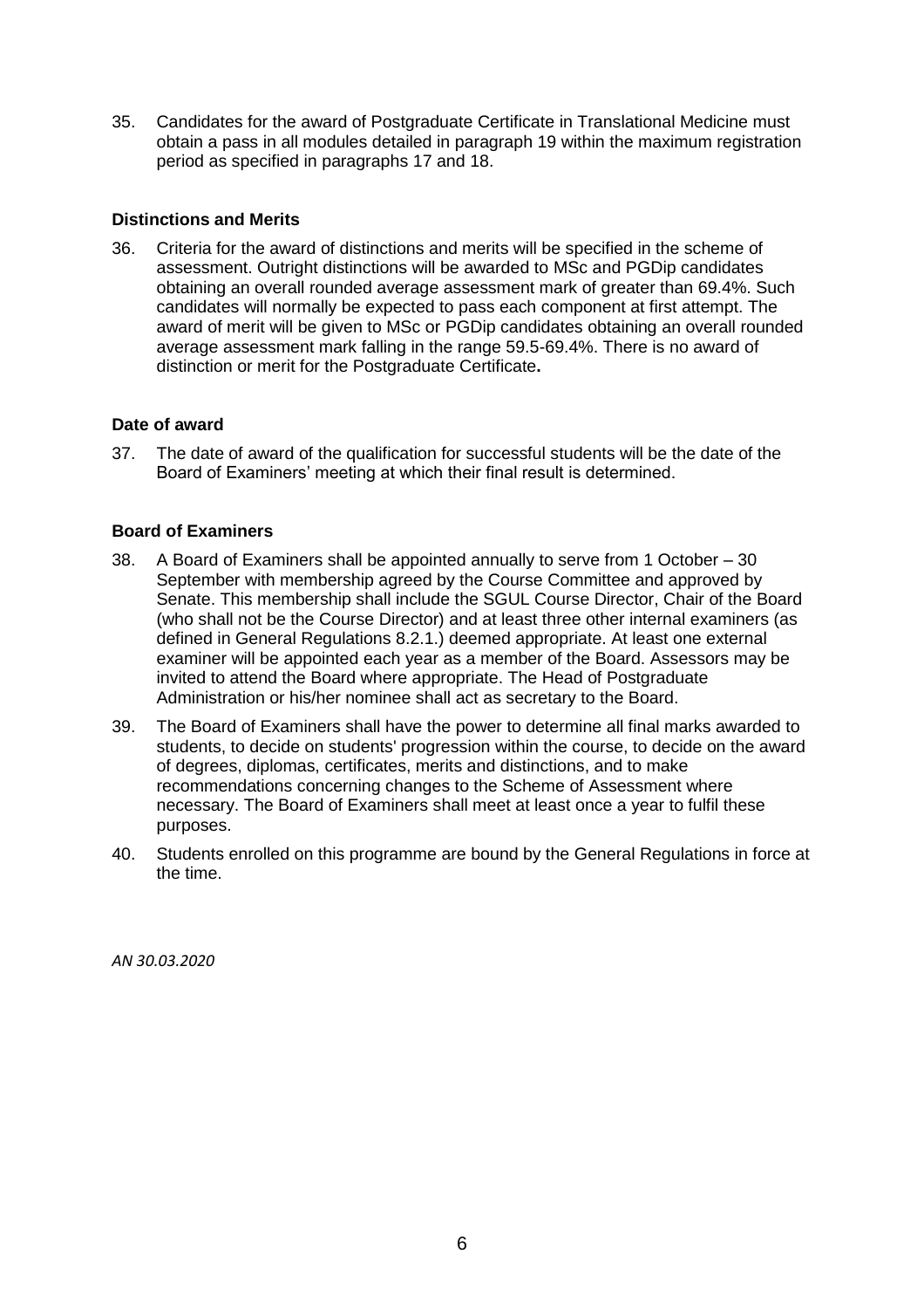35. Candidates for the award of Postgraduate Certificate in Translational Medicine must obtain a pass in all modules detailed in paragraph 19 within the maximum registration period as specified in paragraphs 17 and 18.

**Distinctions and Merits**

36. Criteria for the award of distinctions and merits will be specified in the scheme of assessment. Outright distinctions will be awarded to MSc and PGDip candidates obtaining an overall rounded average assessment mark of greater than 69.4%. Such candidates will normally be expected to pass each component at first attempt. The award of merit will be given to MSc or PGDip candidates obtaining an overall rounded average assessment mark falling in the range 59.5-69.4%. There is no award of distinction or merit for the Postgraduate Certificate**.**

**Date of award**

37. The date of award of the qualification for successful students will be the date of the Board of Examiners' meeting at which their final result is determined.

**Board of Examiners**

38. A Board of Examiners shall be appointed annually to serve from 1 October – 30 September with membership agreed by the Course Committee and approved by Senate. This membership shall include the SGUL Course Director, Chair of the Board (who shall not be the Course Director) and at least three other internal examiners (as defined in General Regulations 8.2.1.) deemed appropriate. At least one external examiner will be appointed each year as a member of the Board. Assessors may be invited to attend the Board where appropriate. The Head of Postgraduate Administration or his/her nominee shall act as secretary to the Board.

39. The Board of Examiners shall have the power to determine all final marks awarded to students, to decide on students' progression within the course, to decide on the award of degrees, diplomas, certificates, merits and distinctions, and to make recommendations concerning changes to the Scheme of Assessment where necessary. The Board of Examiners shall meet at least once a year to fulfil these purposes.

40. Students enrolled on this programme are bound by the General Regulations in force at the time.

*AN 30.03.2020*